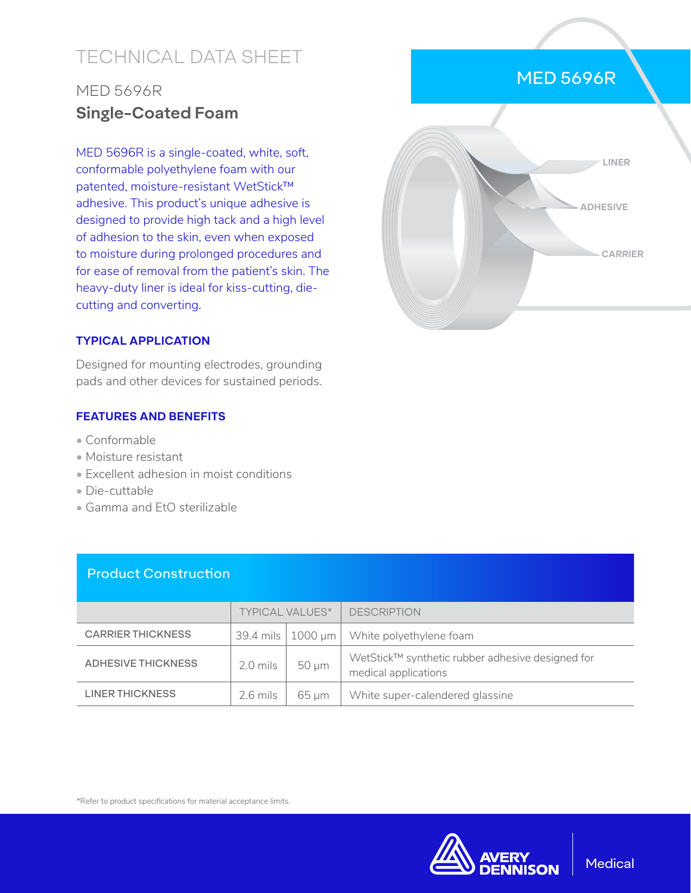# TECHNICAL DATA SHEET

## MED 5696R

## Single-Coated Foam

MED 5696R is a single-coated, white, soft, conformable polyethylene foam with our patented, moisture-resistant WetStick™ adhesive. This product's unique adhesive is designed to provide high tack and a high level of adhesion to the skin, even when exposed to moisture during prolonged procedures and for ease of removal from the patient's skin. The heavy-duty liner is ideal for kiss-cutting, die-cutting and converting.

MED 5696R

LINER

ADHESIVE

CARRIER

### TYPICAL APPLICATION

Designed for mounting electrodes, grounding pads and other devices for sustained periods.

### FEATURES AND BENEFITS

- Conformable
- Moisture resistant
- Excellent adhesion in moist conditions
- Die-cuttable
- Gamma and EtO sterilizable

### Product Construction

| | TYPICAL VALUES* | | DESCRIPTION |
|---|---|---|---|
| CARRIER THICKNESS | 39.4 mils | 1000 µm | White polyethylene foam |
| ADHESIVE THICKNESS | 2.0 mils | 50 µm | WetStick™ synthetic rubber adhesive designed for medical applications |
| LINER THICKNESS | 2.6 mils | 65 µm | White super-calendered glassine |

*Refer to product specifications for material acceptance limits.

AVERY DENNISON | Medical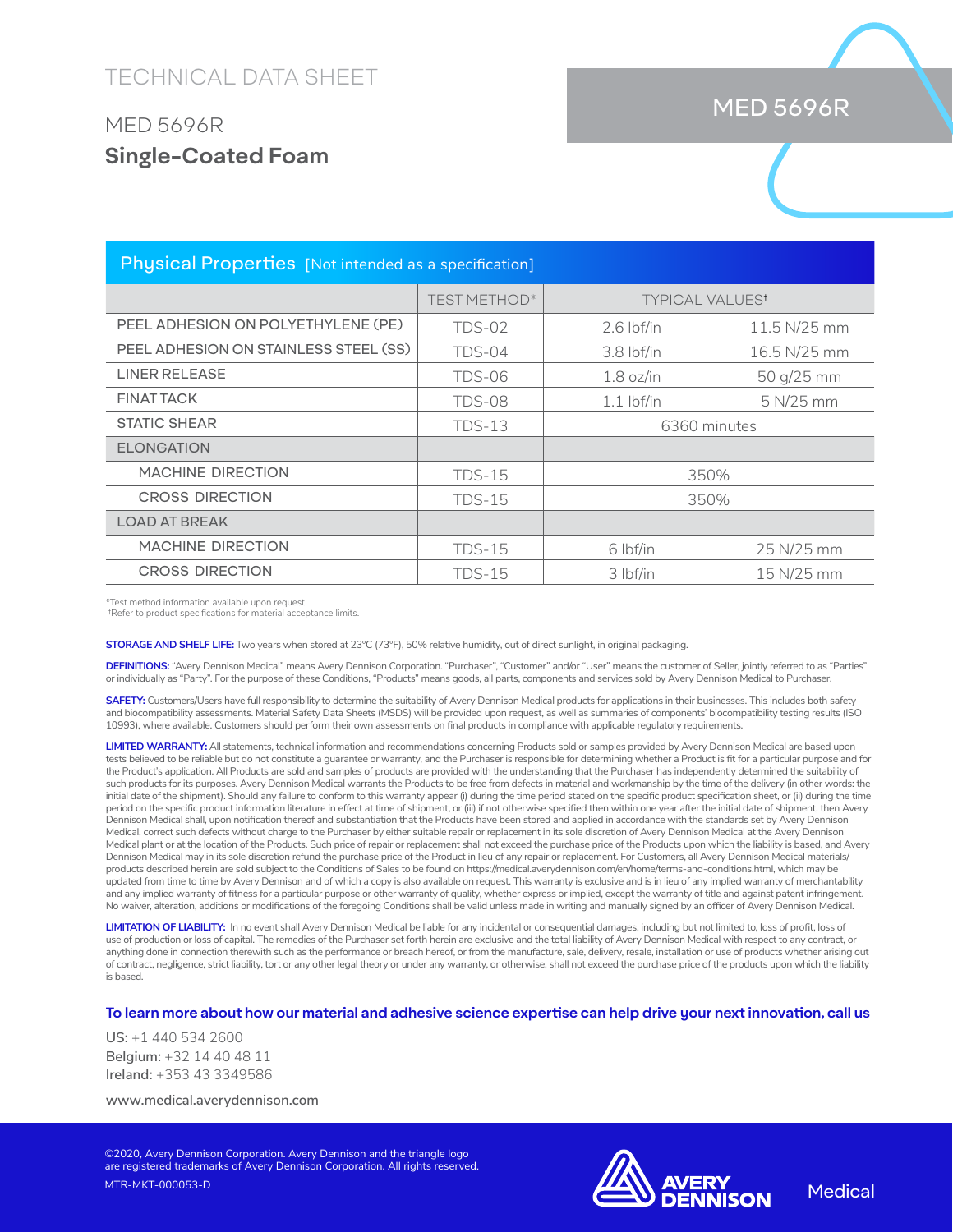# TECHNICAL DATA SHEET

## MED 5696R

## Single-Coated Foam

MED 5696R

### Physical Properties [Not intended as a specification]

| | TEST METHOD* | TYPICAL VALUES† | |
|---|---|---|---|
| PEEL ADHESION ON POLYETHYLENE (PE) | TDS-02 | 2.6 lbf/in | 11.5 N/25 mm |
| PEEL ADHESION ON STAINLESS STEEL (SS) | TDS-04 | 3.8 lbf/in | 16.5 N/25 mm |
| LINER RELEASE | TDS-06 | 1.8 oz/in | 50 g/25 mm |
| FINAT TACK | TDS-08 | 1.1 lbf/in | 5 N/25 mm |
| STATIC SHEAR | TDS-13 | 6360 minutes | |
| ELONGATION | | | |
| MACHINE DIRECTION | TDS-15 | 350% | |
| CROSS DIRECTION | TDS-15 | 350% | |
| LOAD AT BREAK | | | |
| MACHINE DIRECTION | TDS-15 | 6 lbf/in | 25 N/25 mm |
| CROSS DIRECTION | TDS-15 | 3 lbf/in | 15 N/25 mm |

*Test method information available upon request.
†Refer to product specifications for material acceptance limits.

**STORAGE AND SHELF LIFE:** Two years when stored at 23°C (73°F), 50% relative humidity, out of direct sunlight, in original packaging.

**DEFINITIONS:** "Avery Dennison Medical" means Avery Dennison Corporation. "Purchaser", "Customer" and/or "User" means the customer of Seller, jointly referred to as "Parties" or individually as "Party". For the purpose of these Conditions, "Products" means goods, all parts, components and services sold by Avery Dennison Medical to Purchaser.

**SAFETY:** Customers/Users have full responsibility to determine the suitability of Avery Dennison Medical products for applications in their businesses. This includes both safety and biocompatibility assessments. Material Safety Data Sheets (MSDS) will be provided upon request, as well as summaries of components' biocompatibility testing results (ISO 10993), where available. Customers should perform their own assessments on final products in compliance with applicable regulatory requirements.

**LIMITED WARRANTY:** All statements, technical information and recommendations concerning Products sold or samples provided by Avery Dennison Medical are based upon tests believed to be reliable but do not constitute a guarantee or warranty, and the Purchaser is responsible for determining whether a Product is fit for a particular purpose and for the Product's application. All Products are sold and samples of products are provided with the understanding that the Purchaser has independently determined the suitability of such products for its purposes. Avery Dennison Medical warrants the Products to be free from defects in material and workmanship by the time of the delivery (in other words: the initial date of the shipment). Should any failure to conform to this warranty appear (i) during the time period stated on the specific product specification sheet, or (ii) during the time period on the specific product information literature in effect at time of shipment, or (iii) if not otherwise specified then within one year after the initial date of shipment, then Avery Dennison Medical shall, upon notification thereof and substantiation that the Products have been stored and applied in accordance with the standards set by Avery Dennison Medical, correct such defects without charge to the Purchaser by either suitable repair or replacement in its sole discretion of Avery Dennison Medical at the Avery Dennison Medical plant or at the location of the Products. Such price of repair or replacement shall not exceed the purchase price of the Products upon which the liability is based, and Avery Dennison Medical may in its sole discretion refund the purchase price of the Product in lieu of any repair or replacement. For Customers, all Avery Dennison Medical materials/products described herein are sold subject to the Conditions of Sales to be found on https://medical.averydennison.com/en/home/terms-and-conditions.html, which may be updated from time to time by Avery Dennison and of which a copy is also available on request. This warranty is exclusive and is in lieu of any implied warranty of merchantability and any implied warranty of fitness for a particular purpose or other warranty of quality, whether express or implied, except the warranty of title and against patent infringement. No waiver, alteration, additions or modifications of the foregoing Conditions shall be valid unless made in writing and manually signed by an officer of Avery Dennison Medical.

**LIMITATION OF LIABILITY:** In no event shall Avery Dennison Medical be liable for any incidental or consequential damages, including but not limited to, loss of profit, loss of use of production or loss of capital. The remedies of the Purchaser set forth herein are exclusive and the total liability of Avery Dennison Medical with respect to any contract, or anything done in connection therewith such as the performance or breach hereof, or from the manufacture, sale, delivery, resale, installation or use of products whether arising out of contract, negligence, strict liability, tort or any other legal theory or under any warranty, or otherwise, shall not exceed the purchase price of the products upon which the liability is based.

**To learn more about how our material and adhesive science expertise can help drive your next innovation, call us**

US: +1 440 534 2600
Belgium: +32 14 40 48 11
Ireland: +353 43 3349586

www.medical.averydennison.com

©2020, Avery Dennison Corporation. Avery Dennison and the triangle logo are registered trademarks of Avery Dennison Corporation. All rights reserved.

MTR-MKT-000053-D

AVERY DENNISON Medical